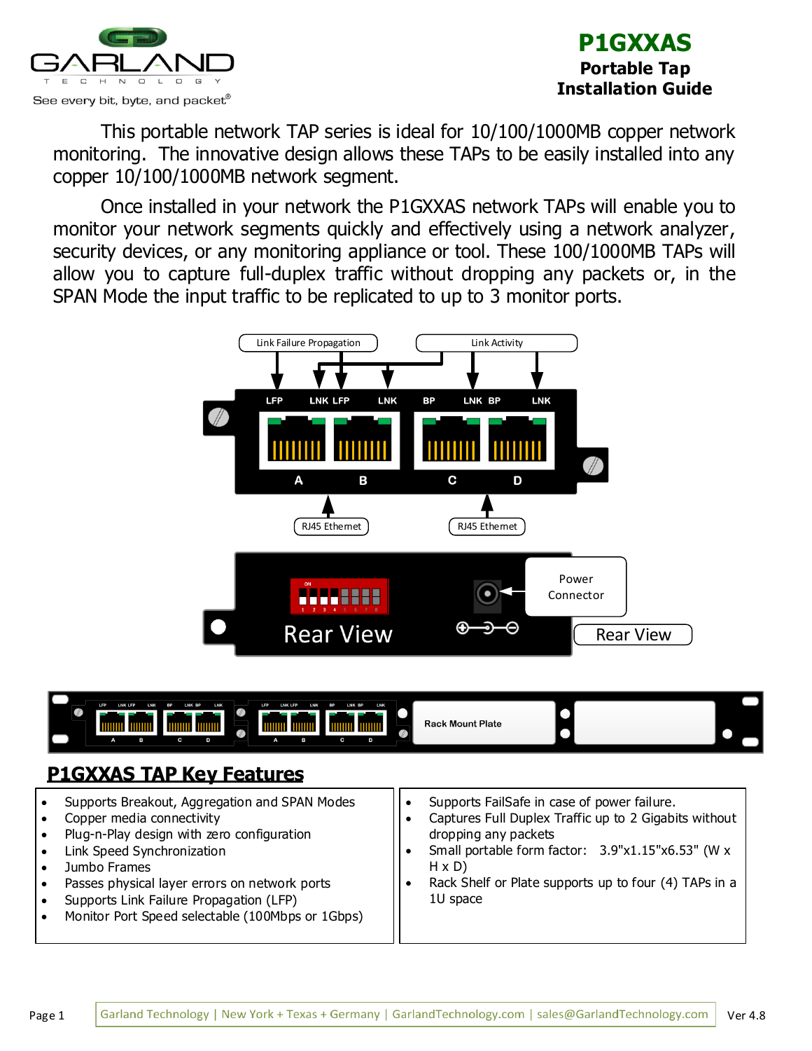**P1GXXAS**
**Portable Tap**
**Installation Guide**

This portable network TAP series is ideal for 10/100/1000MB copper network monitoring. The innovative design allows these TAPs to be easily installed into any copper 10/100/1000MB network segment.

Once installed in your network the P1GXXAS network TAPs will enable you to monitor your network segments quickly and effectively using a network analyzer, security devices, or any monitoring appliance or tool. These 100/1000MB TAPs will allow you to capture full-duplex traffic without dropping any packets or, in the SPAN Mode the input traffic to be replicated to up to 3 monitor ports.

## P1GXXAS TAP Key Features

- Supports Breakout, Aggregation and SPAN Modes
- Copper media connectivity
- Plug-n-Play design with zero configuration
- Link Speed Synchronization
- Jumbo Frames
- Passes physical layer errors on network ports
- Supports Link Failure Propagation (LFP)
- Monitor Port Speed selectable (100Mbps or 1Gbps)
- Supports FailSafe in case of power failure.
- Captures Full Duplex Traffic up to 2 Gigabits without dropping any packets
- Small portable form factor: 3.9"x1.15"x6.53" (W x H x D)
- Rack Shelf or Plate supports up to four (4) TAPs in a 1U space

Garland Technology | New York + Texas + Germany | GarlandTechnology.com | sales@GarlandTechnology.com

Ver 4.8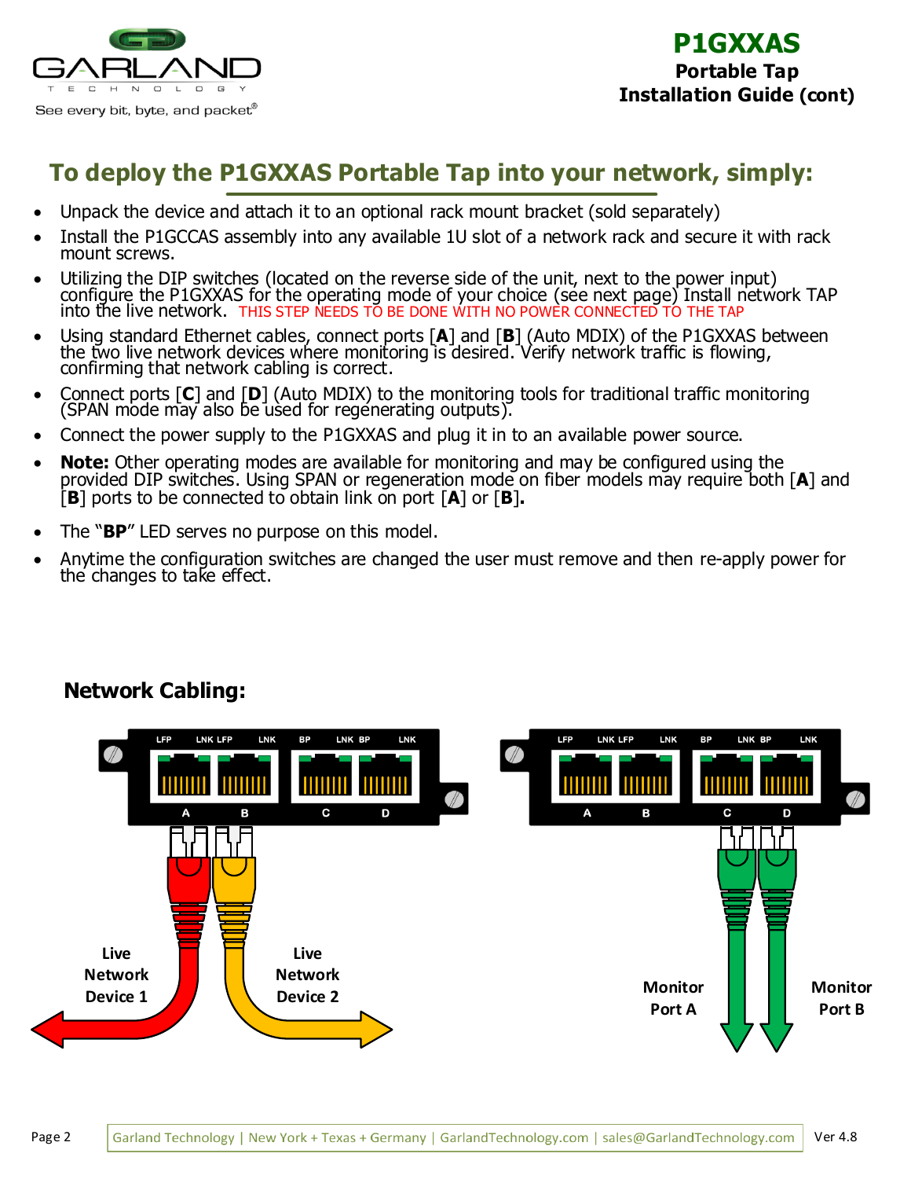# To deploy the P1GXXAS Portable Tap into your network, simply:

- Unpack the device and attach it to an optional rack mount bracket (sold separately)
- Install the P1GCCAS assembly into any available 1U slot of a network rack and secure it with rack mount screws.
- Utilizing the DIP switches (located on the reverse side of the unit, next to the power input) configure the P1GXXAS for the operating mode of your choice (see next page) Install network TAP into the live network. THIS STEP NEEDS TO BE DONE WITH NO POWER CONNECTED TO THE TAP
- Using standard Ethernet cables, connect ports [**A**] and [**B**] (Auto MDIX) of the P1GXXAS between the two live network devices where monitoring is desired. Verify network traffic is flowing, confirming that network cabling is correct.
- Connect ports [**C**] and [**D**] (Auto MDIX) to the monitoring tools for traditional traffic monitoring (SPAN mode may also be used for regenerating outputs).
- Connect the power supply to the P1GXXAS and plug it in to an available power source.
- **Note:** Other operating modes are available for monitoring and may be configured using the provided DIP switches. Using SPAN or regeneration mode on fiber models may require both [**A**] and [**B**] ports to be connected to obtain link on port [**A**] or [**B**]**.**
- The "**BP**" LED serves no purpose on this model.
- Anytime the configuration switches are changed the user must remove and then re-apply power for the changes to take effect.

## Network Cabling:

LFP LNK LFP LNK BP LNK BP LNK

A B C D

Live Network Device 1

Live Network Device 2

LFP LNK LFP LNK BP LNK BP LNK

A B C D

Monitor Port A

Monitor Port B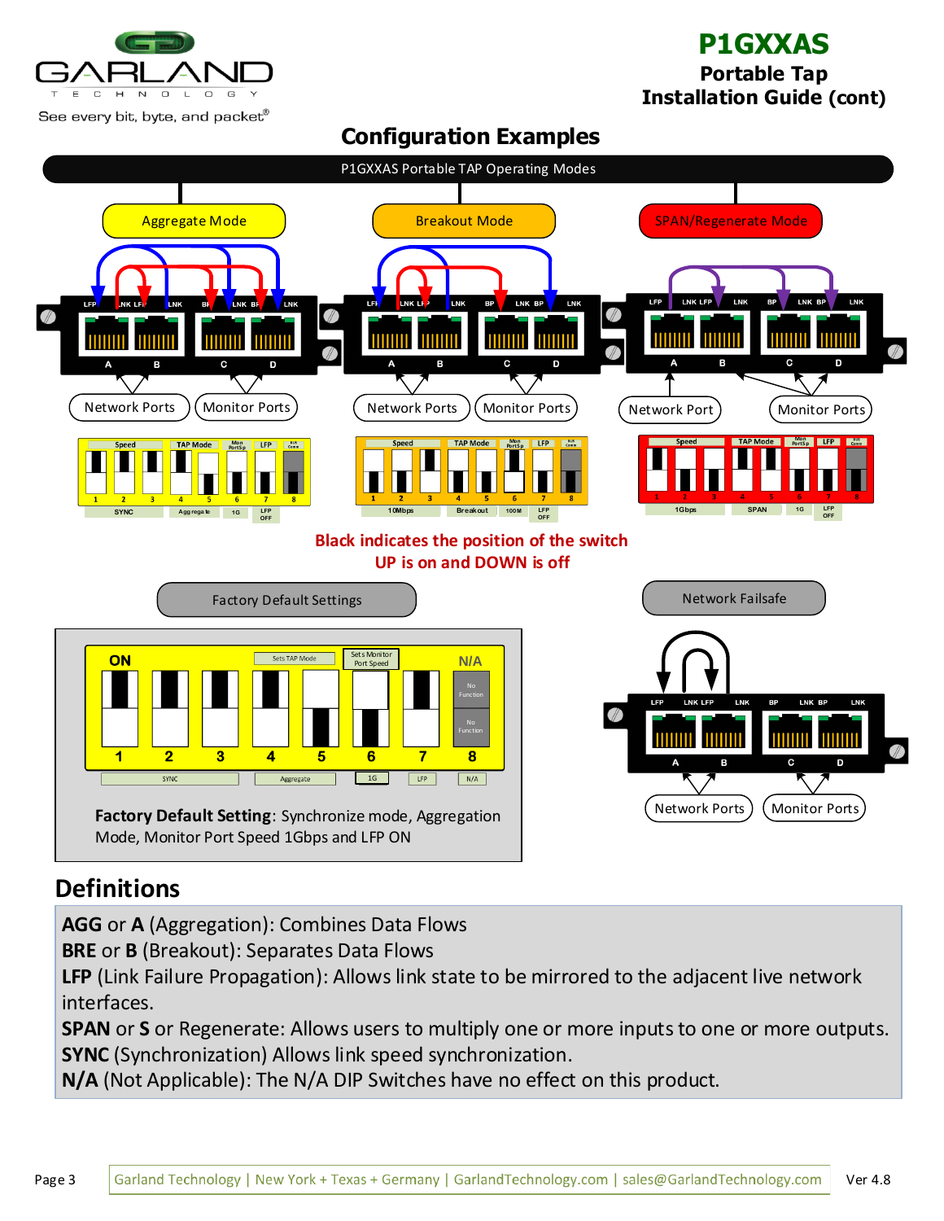# P1GXXAS

**Portable Tap**
**Installation Guide (cont)**

## Configuration Examples

P1GXXAS Portable TAP Operating Modes

Aggregate Mode

Breakout Mode

SPAN/Regenerate Mode

Network Ports | Monitor Ports

Network Ports | Monitor Ports

Network Port | Monitor Ports

**Black indicates the position of the switch**
**UP is on and DOWN is off**

Factory Default Settings

Network Failsafe

**Factory Default Setting**: Synchronize mode, Aggregation Mode, Monitor Port Speed 1Gbps and LFP ON

## Definitions

**AGG** or **A** (Aggregation): Combines Data Flows
**BRE** or **B** (Breakout): Separates Data Flows
**LFP** (Link Failure Propagation): Allows link state to be mirrored to the adjacent live network interfaces.
**SPAN** or **S** or Regenerate: Allows users to multiply one or more inputs to one or more outputs.
**SYNC** (Synchronization) Allows link speed synchronization.
**N/A** (Not Applicable): The N/A DIP Switches have no effect on this product.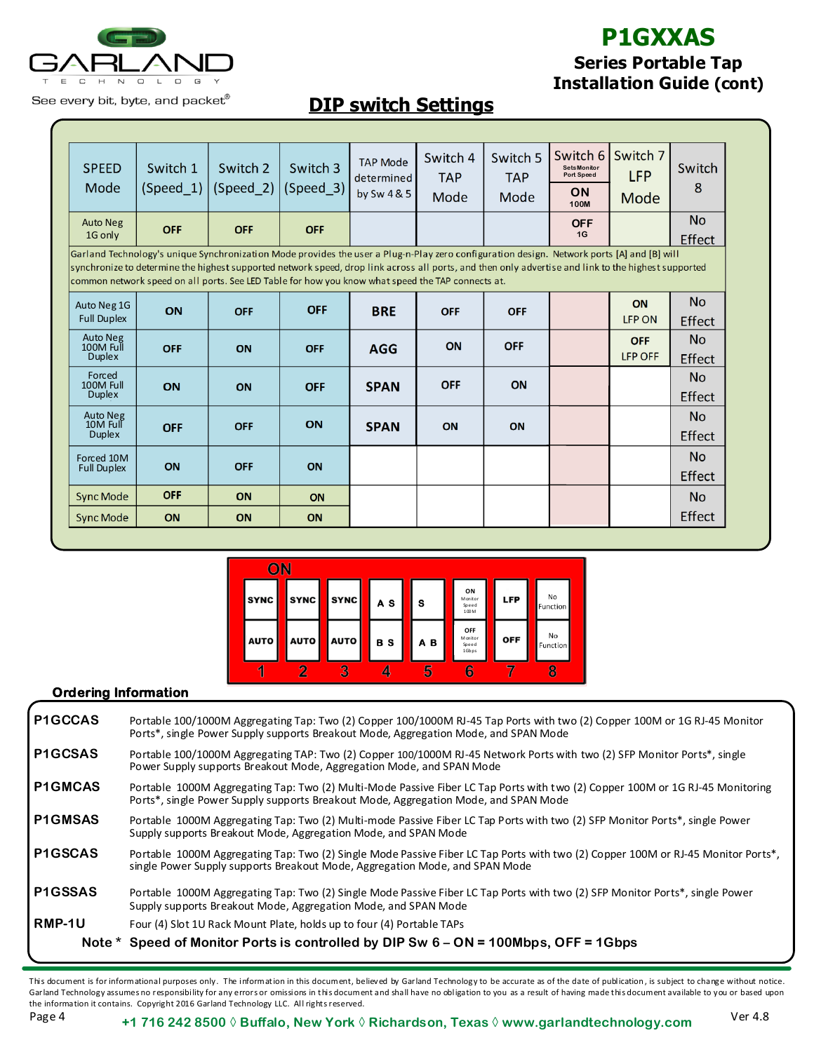# P1GXXAS

## Series Portable Tap Installation Guide (cont)

## DIP switch Settings

| SPEED Mode | Switch 1 (Speed_1) | Switch 2 (Speed_2) | Switch 3 (Speed_3) | TAP Mode determined by Sw 4 & 5 | Switch 4 TAP Mode | Switch 5 TAP Mode | Switch 6 Sets Monitor Port Speed ON 100M | Switch 7 LFP Mode | Switch 8 |
|---|---|---|---|---|---|---|---|---|---|
| Auto Neg 1G only | OFF | OFF | OFF | | | | OFF 1G | | No Effect |
| Garland Technology's unique Synchronization Mode provides the user a Plug-n-Play zero configuration design. Network ports [A] and [B] will synchronize to determine the highest supported network speed, drop link across all ports, and then only advertise and link to the highest supported common network speed on all ports. See LED Table for how you know what speed the TAP connects at. | | | | | | | | | |
| Auto Neg 1G Full Duplex | ON | OFF | OFF | BRE | OFF | OFF | | ON LFP ON | No Effect |
| Auto Neg 100M Full Duplex | OFF | ON | OFF | AGG | ON | OFF | | OFF LFP OFF | No Effect |
| Forced 100M Full Duplex | ON | ON | OFF | SPAN | OFF | ON | | | No Effect |
| Auto Neg 10M Full Duplex | OFF | OFF | ON | SPAN | ON | ON | | | No Effect |
| Forced 10M Full Duplex | ON | OFF | ON | | | | | | No Effect |
| Sync Mode | OFF | ON | ON | | | | | | No Effect |
| Sync Mode | ON | ON | ON | | | | | | No Effect |

ON

| 1 | 2 | 3 | 4 | 5 | 6 | 7 | 8 |
|---|---|---|---|---|---|---|---|
| SYNC | SYNC | SYNC | A S | S | ON Monitor Speed 100M | LFP | No Function |
| AUTO | AUTO | AUTO | B S | A B | OFF Monitor Speed 1Gbps | OFF | No Function |

### Ordering Information

| | |
|---|---|
| **P1GCCAS** | Portable 100/1000M Aggregating Tap: Two (2) Copper 100/1000M RJ-45 Tap Ports with two (2) Copper 100M or 1G RJ-45 Monitor Ports*, single Power Supply supports Breakout Mode, Aggregation Mode, and SPAN Mode |
| **P1GCSAS** | Portable 100/1000M Aggregating TAP: Two (2) Copper 100/1000M RJ-45 Network Ports with two (2) SFP Monitor Ports*, single Power Supply supports Breakout Mode, Aggregation Mode, and SPAN Mode |
| **P1GMCAS** | Portable 1000M Aggregating Tap: Two (2) Multi-Mode Passive Fiber LC Tap Ports with two (2) Copper 100M or 1G RJ-45 Monitoring Ports*, single Power Supply supports Breakout Mode, Aggregation Mode, and SPAN Mode |
| **P1GMSAS** | Portable 1000M Aggregating Tap: Two (2) Multi-mode Passive Fiber LC Tap Ports with two (2) SFP Monitor Ports*, single Power Supply supports Breakout Mode, Aggregation Mode, and SPAN Mode |
| **P1GSCAS** | Portable 1000M Aggregating Tap: Two (2) Single Mode Passive Fiber LC Tap Ports with two (2) Copper 100M or RJ-45 Monitor Ports*, single Power Supply supports Breakout Mode, Aggregation Mode, and SPAN Mode |
| **P1GSSAS** | Portable 1000M Aggregating Tap: Two (2) Single Mode Passive Fiber LC Tap Ports with two (2) SFP Monitor Ports*, single Power Supply supports Breakout Mode, Aggregation Mode, and SPAN Mode |
| **RMP-1U** | Four (4) Slot 1U Rack Mount Plate, holds up to four (4) Portable TAPs |

**Note * Speed of Monitor Ports is controlled by DIP Sw 6 – ON = 100Mbps, OFF = 1Gbps**

This document is for informational purposes only. The information in this document, believed by Garland Technology to be accurate as of the date of publication, is subject to change without notice. Garland Technology assumes no responsibility for any errors or omissions in this document and shall have no obligation to you as a result of having made this document available to you or based upon the information it contains. Copyright 2016 Garland Technology LLC. All rights reserved.

+1 716 242 8500 ◊ Buffalo, New York ◊ Richardson, Texas ◊ www.garlandtechnology.com

Ver 4.8